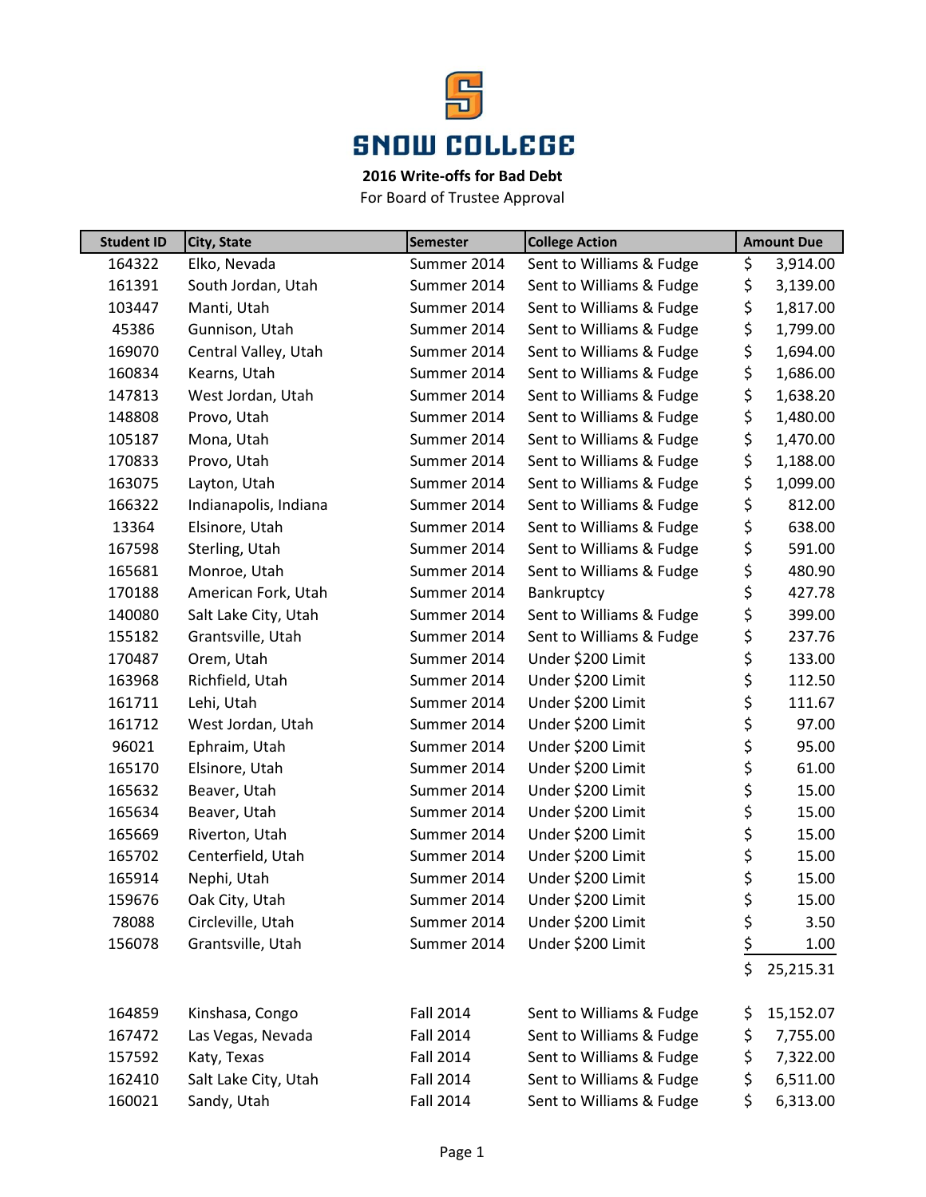# SNOW COLLEGE

**2016 Write-offs for Bad Debt**

For Board of Trustee Approval

| Student ID | City, State | Semester | College Action | Amount Due |
|---|---|---|---|---|
| 164322 | Elko, Nevada | Summer 2014 | Sent to Williams & Fudge | $ 3,914.00 |
| 161391 | South Jordan, Utah | Summer 2014 | Sent to Williams & Fudge | $ 3,139.00 |
| 103447 | Manti, Utah | Summer 2014 | Sent to Williams & Fudge | $ 1,817.00 |
| 45386 | Gunnison, Utah | Summer 2014 | Sent to Williams & Fudge | $ 1,799.00 |
| 169070 | Central Valley, Utah | Summer 2014 | Sent to Williams & Fudge | $ 1,694.00 |
| 160834 | Kearns, Utah | Summer 2014 | Sent to Williams & Fudge | $ 1,686.00 |
| 147813 | West Jordan, Utah | Summer 2014 | Sent to Williams & Fudge | $ 1,638.20 |
| 148808 | Provo, Utah | Summer 2014 | Sent to Williams & Fudge | $ 1,480.00 |
| 105187 | Mona, Utah | Summer 2014 | Sent to Williams & Fudge | $ 1,470.00 |
| 170833 | Provo, Utah | Summer 2014 | Sent to Williams & Fudge | $ 1,188.00 |
| 163075 | Layton, Utah | Summer 2014 | Sent to Williams & Fudge | $ 1,099.00 |
| 166322 | Indianapolis, Indiana | Summer 2014 | Sent to Williams & Fudge | $ 812.00 |
| 13364 | Elsinore, Utah | Summer 2014 | Sent to Williams & Fudge | $ 638.00 |
| 167598 | Sterling, Utah | Summer 2014 | Sent to Williams & Fudge | $ 591.00 |
| 165681 | Monroe, Utah | Summer 2014 | Sent to Williams & Fudge | $ 480.90 |
| 170188 | American Fork, Utah | Summer 2014 | Bankruptcy | $ 427.78 |
| 140080 | Salt Lake City, Utah | Summer 2014 | Sent to Williams & Fudge | $ 399.00 |
| 155182 | Grantsville, Utah | Summer 2014 | Sent to Williams & Fudge | $ 237.76 |
| 170487 | Orem, Utah | Summer 2014 | Under $200 Limit | $ 133.00 |
| 163968 | Richfield, Utah | Summer 2014 | Under $200 Limit | $ 112.50 |
| 161711 | Lehi, Utah | Summer 2014 | Under $200 Limit | $ 111.67 |
| 161712 | West Jordan, Utah | Summer 2014 | Under $200 Limit | $ 97.00 |
| 96021 | Ephraim, Utah | Summer 2014 | Under $200 Limit | $ 95.00 |
| 165170 | Elsinore, Utah | Summer 2014 | Under $200 Limit | $ 61.00 |
| 165632 | Beaver, Utah | Summer 2014 | Under $200 Limit | $ 15.00 |
| 165634 | Beaver, Utah | Summer 2014 | Under $200 Limit | $ 15.00 |
| 165669 | Riverton, Utah | Summer 2014 | Under $200 Limit | $ 15.00 |
| 165702 | Centerfield, Utah | Summer 2014 | Under $200 Limit | $ 15.00 |
| 165914 | Nephi, Utah | Summer 2014 | Under $200 Limit | $ 15.00 |
| 159676 | Oak City, Utah | Summer 2014 | Under $200 Limit | $ 15.00 |
| 78088 | Circleville, Utah | Summer 2014 | Under $200 Limit | $ 3.50 |
| 156078 | Grantsville, Utah | Summer 2014 | Under $200 Limit | $ 1.00 |
| | | | | $ 25,215.31 |
| | | | | |
| 164859 | Kinshasa, Congo | Fall 2014 | Sent to Williams & Fudge | $ 15,152.07 |
| 167472 | Las Vegas, Nevada | Fall 2014 | Sent to Williams & Fudge | $ 7,755.00 |
| 157592 | Katy, Texas | Fall 2014 | Sent to Williams & Fudge | $ 7,322.00 |
| 162410 | Salt Lake City, Utah | Fall 2014 | Sent to Williams & Fudge | $ 6,511.00 |
| 160021 | Sandy, Utah | Fall 2014 | Sent to Williams & Fudge | $ 6,313.00 |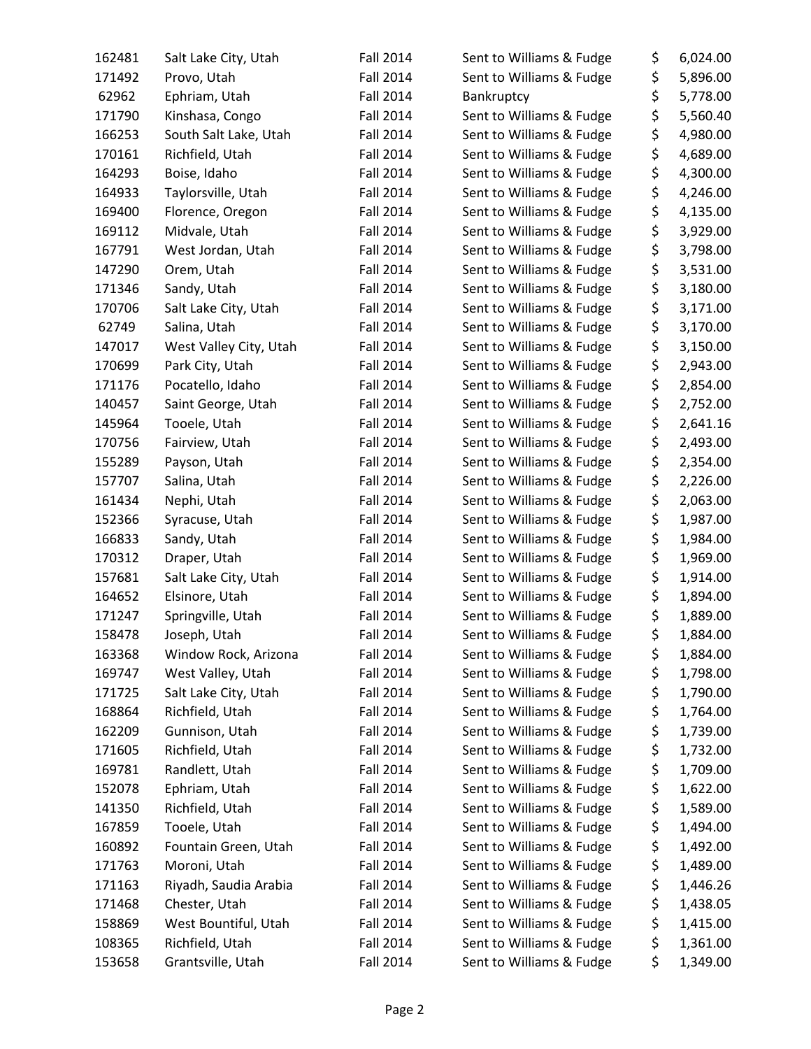| | | | | | |
|---|---|---|---|---|---|
| 162481 | Salt Lake City, Utah | Fall 2014 | Sent to Williams & Fudge | $ | 6,024.00 |
| 171492 | Provo, Utah | Fall 2014 | Sent to Williams & Fudge | $ | 5,896.00 |
| 62962 | Ephriam, Utah | Fall 2014 | Bankruptcy | $ | 5,778.00 |
| 171790 | Kinshasa, Congo | Fall 2014 | Sent to Williams & Fudge | $ | 5,560.40 |
| 166253 | South Salt Lake, Utah | Fall 2014 | Sent to Williams & Fudge | $ | 4,980.00 |
| 170161 | Richfield, Utah | Fall 2014 | Sent to Williams & Fudge | $ | 4,689.00 |
| 164293 | Boise, Idaho | Fall 2014 | Sent to Williams & Fudge | $ | 4,300.00 |
| 164933 | Taylorsville, Utah | Fall 2014 | Sent to Williams & Fudge | $ | 4,246.00 |
| 169400 | Florence, Oregon | Fall 2014 | Sent to Williams & Fudge | $ | 4,135.00 |
| 169112 | Midvale, Utah | Fall 2014 | Sent to Williams & Fudge | $ | 3,929.00 |
| 167791 | West Jordan, Utah | Fall 2014 | Sent to Williams & Fudge | $ | 3,798.00 |
| 147290 | Orem, Utah | Fall 2014 | Sent to Williams & Fudge | $ | 3,531.00 |
| 171346 | Sandy, Utah | Fall 2014 | Sent to Williams & Fudge | $ | 3,180.00 |
| 170706 | Salt Lake City, Utah | Fall 2014 | Sent to Williams & Fudge | $ | 3,171.00 |
| 62749 | Salina, Utah | Fall 2014 | Sent to Williams & Fudge | $ | 3,170.00 |
| 147017 | West Valley City, Utah | Fall 2014 | Sent to Williams & Fudge | $ | 3,150.00 |
| 170699 | Park City, Utah | Fall 2014 | Sent to Williams & Fudge | $ | 2,943.00 |
| 171176 | Pocatello, Idaho | Fall 2014 | Sent to Williams & Fudge | $ | 2,854.00 |
| 140457 | Saint George, Utah | Fall 2014 | Sent to Williams & Fudge | $ | 2,752.00 |
| 145964 | Tooele, Utah | Fall 2014 | Sent to Williams & Fudge | $ | 2,641.16 |
| 170756 | Fairview, Utah | Fall 2014 | Sent to Williams & Fudge | $ | 2,493.00 |
| 155289 | Payson, Utah | Fall 2014 | Sent to Williams & Fudge | $ | 2,354.00 |
| 157707 | Salina, Utah | Fall 2014 | Sent to Williams & Fudge | $ | 2,226.00 |
| 161434 | Nephi, Utah | Fall 2014 | Sent to Williams & Fudge | $ | 2,063.00 |
| 152366 | Syracuse, Utah | Fall 2014 | Sent to Williams & Fudge | $ | 1,987.00 |
| 166833 | Sandy, Utah | Fall 2014 | Sent to Williams & Fudge | $ | 1,984.00 |
| 170312 | Draper, Utah | Fall 2014 | Sent to Williams & Fudge | $ | 1,969.00 |
| 157681 | Salt Lake City, Utah | Fall 2014 | Sent to Williams & Fudge | $ | 1,914.00 |
| 164652 | Elsinore, Utah | Fall 2014 | Sent to Williams & Fudge | $ | 1,894.00 |
| 171247 | Springville, Utah | Fall 2014 | Sent to Williams & Fudge | $ | 1,889.00 |
| 158478 | Joseph, Utah | Fall 2014 | Sent to Williams & Fudge | $ | 1,884.00 |
| 163368 | Window Rock, Arizona | Fall 2014 | Sent to Williams & Fudge | $ | 1,884.00 |
| 169747 | West Valley, Utah | Fall 2014 | Sent to Williams & Fudge | $ | 1,798.00 |
| 171725 | Salt Lake City, Utah | Fall 2014 | Sent to Williams & Fudge | $ | 1,790.00 |
| 168864 | Richfield, Utah | Fall 2014 | Sent to Williams & Fudge | $ | 1,764.00 |
| 162209 | Gunnison, Utah | Fall 2014 | Sent to Williams & Fudge | $ | 1,739.00 |
| 171605 | Richfield, Utah | Fall 2014 | Sent to Williams & Fudge | $ | 1,732.00 |
| 169781 | Randlett, Utah | Fall 2014 | Sent to Williams & Fudge | $ | 1,709.00 |
| 152078 | Ephriam, Utah | Fall 2014 | Sent to Williams & Fudge | $ | 1,622.00 |
| 141350 | Richfield, Utah | Fall 2014 | Sent to Williams & Fudge | $ | 1,589.00 |
| 167859 | Tooele, Utah | Fall 2014 | Sent to Williams & Fudge | $ | 1,494.00 |
| 160892 | Fountain Green, Utah | Fall 2014 | Sent to Williams & Fudge | $ | 1,492.00 |
| 171763 | Moroni, Utah | Fall 2014 | Sent to Williams & Fudge | $ | 1,489.00 |
| 171163 | Riyadh, Saudia Arabia | Fall 2014 | Sent to Williams & Fudge | $ | 1,446.26 |
| 171468 | Chester, Utah | Fall 2014 | Sent to Williams & Fudge | $ | 1,438.05 |
| 158869 | West Bountiful, Utah | Fall 2014 | Sent to Williams & Fudge | $ | 1,415.00 |
| 108365 | Richfield, Utah | Fall 2014 | Sent to Williams & Fudge | $ | 1,361.00 |
| 153658 | Grantsville, Utah | Fall 2014 | Sent to Williams & Fudge | $ | 1,349.00 |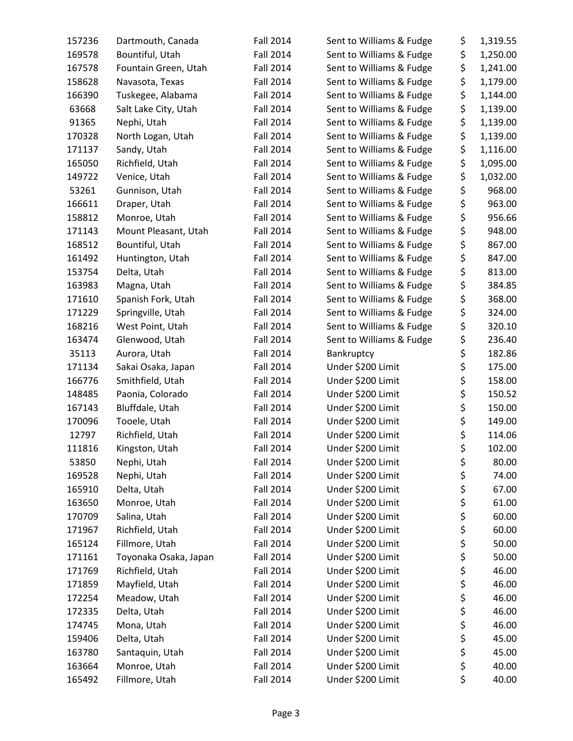| | | | | |
|---|---|---|---|---|
| 157236 | Dartmouth, Canada | Fall 2014 | Sent to Williams & Fudge | $ 1,319.55 |
| 169578 | Bountiful, Utah | Fall 2014 | Sent to Williams & Fudge | $ 1,250.00 |
| 167578 | Fountain Green, Utah | Fall 2014 | Sent to Williams & Fudge | $ 1,241.00 |
| 158628 | Navasota, Texas | Fall 2014 | Sent to Williams & Fudge | $ 1,179.00 |
| 166390 | Tuskegee, Alabama | Fall 2014 | Sent to Williams & Fudge | $ 1,144.00 |
| 63668 | Salt Lake City, Utah | Fall 2014 | Sent to Williams & Fudge | $ 1,139.00 |
| 91365 | Nephi, Utah | Fall 2014 | Sent to Williams & Fudge | $ 1,139.00 |
| 170328 | North Logan, Utah | Fall 2014 | Sent to Williams & Fudge | $ 1,139.00 |
| 171137 | Sandy, Utah | Fall 2014 | Sent to Williams & Fudge | $ 1,116.00 |
| 165050 | Richfield, Utah | Fall 2014 | Sent to Williams & Fudge | $ 1,095.00 |
| 149722 | Venice, Utah | Fall 2014 | Sent to Williams & Fudge | $ 1,032.00 |
| 53261 | Gunnison, Utah | Fall 2014 | Sent to Williams & Fudge | $ 968.00 |
| 166611 | Draper, Utah | Fall 2014 | Sent to Williams & Fudge | $ 963.00 |
| 158812 | Monroe, Utah | Fall 2014 | Sent to Williams & Fudge | $ 956.66 |
| 171143 | Mount Pleasant, Utah | Fall 2014 | Sent to Williams & Fudge | $ 948.00 |
| 168512 | Bountiful, Utah | Fall 2014 | Sent to Williams & Fudge | $ 867.00 |
| 161492 | Huntington, Utah | Fall 2014 | Sent to Williams & Fudge | $ 847.00 |
| 153754 | Delta, Utah | Fall 2014 | Sent to Williams & Fudge | $ 813.00 |
| 163983 | Magna, Utah | Fall 2014 | Sent to Williams & Fudge | $ 384.85 |
| 171610 | Spanish Fork, Utah | Fall 2014 | Sent to Williams & Fudge | $ 368.00 |
| 171229 | Springville, Utah | Fall 2014 | Sent to Williams & Fudge | $ 324.00 |
| 168216 | West Point, Utah | Fall 2014 | Sent to Williams & Fudge | $ 320.10 |
| 163474 | Glenwood, Utah | Fall 2014 | Sent to Williams & Fudge | $ 236.40 |
| 35113 | Aurora, Utah | Fall 2014 | Bankruptcy | $ 182.86 |
| 171134 | Sakai Osaka, Japan | Fall 2014 | Under $200 Limit | $ 175.00 |
| 166776 | Smithfield, Utah | Fall 2014 | Under $200 Limit | $ 158.00 |
| 148485 | Paonia, Colorado | Fall 2014 | Under $200 Limit | $ 150.52 |
| 167143 | Bluffdale, Utah | Fall 2014 | Under $200 Limit | $ 150.00 |
| 170096 | Tooele, Utah | Fall 2014 | Under $200 Limit | $ 149.00 |
| 12797 | Richfield, Utah | Fall 2014 | Under $200 Limit | $ 114.06 |
| 111816 | Kingston, Utah | Fall 2014 | Under $200 Limit | $ 102.00 |
| 53850 | Nephi, Utah | Fall 2014 | Under $200 Limit | $ 80.00 |
| 169528 | Nephi, Utah | Fall 2014 | Under $200 Limit | $ 74.00 |
| 165910 | Delta, Utah | Fall 2014 | Under $200 Limit | $ 67.00 |
| 163650 | Monroe, Utah | Fall 2014 | Under $200 Limit | $ 61.00 |
| 170709 | Salina, Utah | Fall 2014 | Under $200 Limit | $ 60.00 |
| 171967 | Richfield, Utah | Fall 2014 | Under $200 Limit | $ 60.00 |
| 165124 | Fillmore, Utah | Fall 2014 | Under $200 Limit | $ 50.00 |
| 171161 | Toyonaka Osaka, Japan | Fall 2014 | Under $200 Limit | $ 50.00 |
| 171769 | Richfield, Utah | Fall 2014 | Under $200 Limit | $ 46.00 |
| 171859 | Mayfield, Utah | Fall 2014 | Under $200 Limit | $ 46.00 |
| 172254 | Meadow, Utah | Fall 2014 | Under $200 Limit | $ 46.00 |
| 172335 | Delta, Utah | Fall 2014 | Under $200 Limit | $ 46.00 |
| 174745 | Mona, Utah | Fall 2014 | Under $200 Limit | $ 46.00 |
| 159406 | Delta, Utah | Fall 2014 | Under $200 Limit | $ 45.00 |
| 163780 | Santaquin, Utah | Fall 2014 | Under $200 Limit | $ 45.00 |
| 163664 | Monroe, Utah | Fall 2014 | Under $200 Limit | $ 40.00 |
| 165492 | Fillmore, Utah | Fall 2014 | Under $200 Limit | $ 40.00 |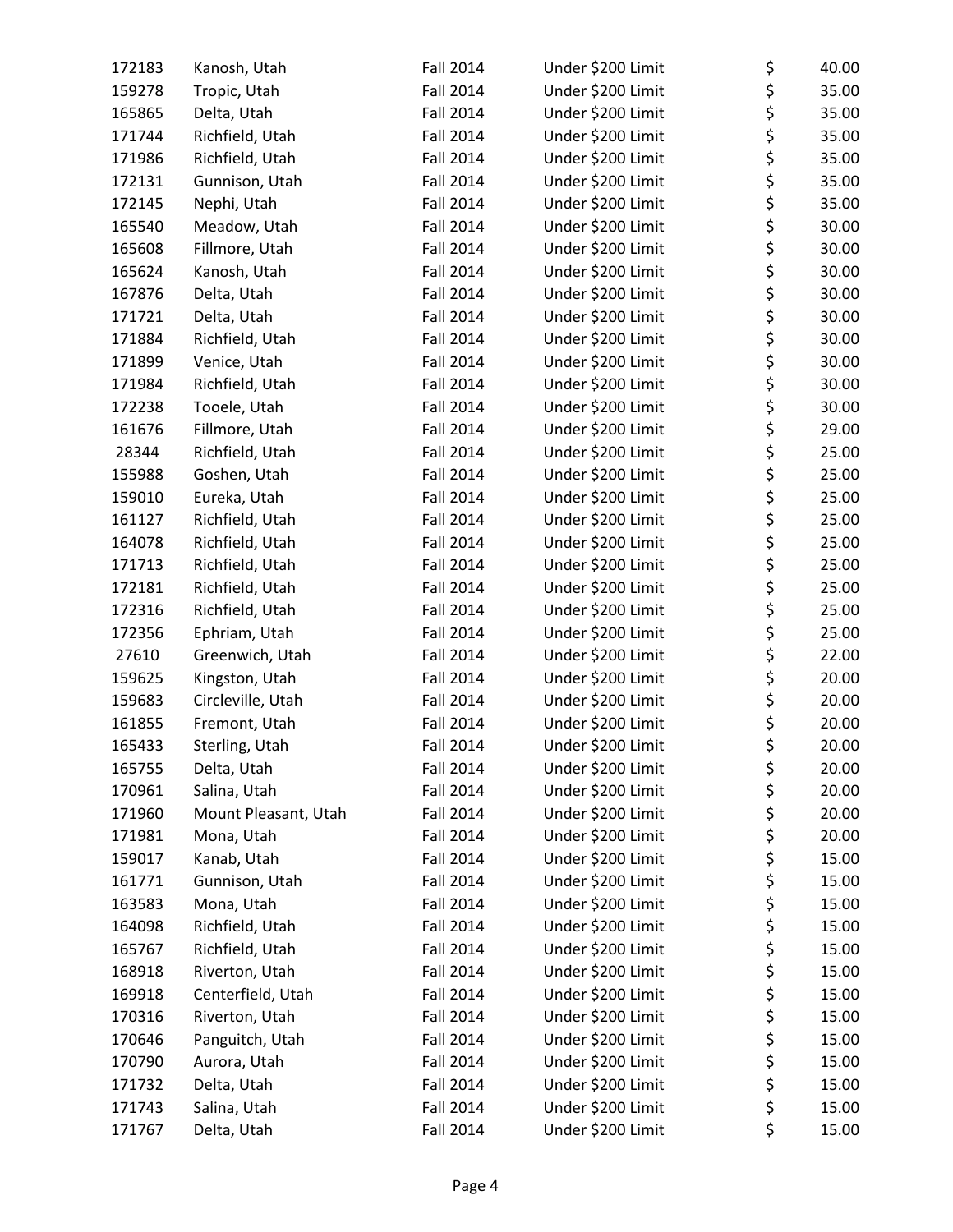| | | | | | |
|---|---|---|---|---|---|
| 172183 | Kanosh, Utah | Fall 2014 | Under $200 Limit | $ | 40.00 |
| 159278 | Tropic, Utah | Fall 2014 | Under $200 Limit | $ | 35.00 |
| 165865 | Delta, Utah | Fall 2014 | Under $200 Limit | $ | 35.00 |
| 171744 | Richfield, Utah | Fall 2014 | Under $200 Limit | $ | 35.00 |
| 171986 | Richfield, Utah | Fall 2014 | Under $200 Limit | $ | 35.00 |
| 172131 | Gunnison, Utah | Fall 2014 | Under $200 Limit | $ | 35.00 |
| 172145 | Nephi, Utah | Fall 2014 | Under $200 Limit | $ | 35.00 |
| 165540 | Meadow, Utah | Fall 2014 | Under $200 Limit | $ | 30.00 |
| 165608 | Fillmore, Utah | Fall 2014 | Under $200 Limit | $ | 30.00 |
| 165624 | Kanosh, Utah | Fall 2014 | Under $200 Limit | $ | 30.00 |
| 167876 | Delta, Utah | Fall 2014 | Under $200 Limit | $ | 30.00 |
| 171721 | Delta, Utah | Fall 2014 | Under $200 Limit | $ | 30.00 |
| 171884 | Richfield, Utah | Fall 2014 | Under $200 Limit | $ | 30.00 |
| 171899 | Venice, Utah | Fall 2014 | Under $200 Limit | $ | 30.00 |
| 171984 | Richfield, Utah | Fall 2014 | Under $200 Limit | $ | 30.00 |
| 172238 | Tooele, Utah | Fall 2014 | Under $200 Limit | $ | 30.00 |
| 161676 | Fillmore, Utah | Fall 2014 | Under $200 Limit | $ | 29.00 |
| 28344 | Richfield, Utah | Fall 2014 | Under $200 Limit | $ | 25.00 |
| 155988 | Goshen, Utah | Fall 2014 | Under $200 Limit | $ | 25.00 |
| 159010 | Eureka, Utah | Fall 2014 | Under $200 Limit | $ | 25.00 |
| 161127 | Richfield, Utah | Fall 2014 | Under $200 Limit | $ | 25.00 |
| 164078 | Richfield, Utah | Fall 2014 | Under $200 Limit | $ | 25.00 |
| 171713 | Richfield, Utah | Fall 2014 | Under $200 Limit | $ | 25.00 |
| 172181 | Richfield, Utah | Fall 2014 | Under $200 Limit | $ | 25.00 |
| 172316 | Richfield, Utah | Fall 2014 | Under $200 Limit | $ | 25.00 |
| 172356 | Ephriam, Utah | Fall 2014 | Under $200 Limit | $ | 25.00 |
| 27610 | Greenwich, Utah | Fall 2014 | Under $200 Limit | $ | 22.00 |
| 159625 | Kingston, Utah | Fall 2014 | Under $200 Limit | $ | 20.00 |
| 159683 | Circleville, Utah | Fall 2014 | Under $200 Limit | $ | 20.00 |
| 161855 | Fremont, Utah | Fall 2014 | Under $200 Limit | $ | 20.00 |
| 165433 | Sterling, Utah | Fall 2014 | Under $200 Limit | $ | 20.00 |
| 165755 | Delta, Utah | Fall 2014 | Under $200 Limit | $ | 20.00 |
| 170961 | Salina, Utah | Fall 2014 | Under $200 Limit | $ | 20.00 |
| 171960 | Mount Pleasant, Utah | Fall 2014 | Under $200 Limit | $ | 20.00 |
| 171981 | Mona, Utah | Fall 2014 | Under $200 Limit | $ | 20.00 |
| 159017 | Kanab, Utah | Fall 2014 | Under $200 Limit | $ | 15.00 |
| 161771 | Gunnison, Utah | Fall 2014 | Under $200 Limit | $ | 15.00 |
| 163583 | Mona, Utah | Fall 2014 | Under $200 Limit | $ | 15.00 |
| 164098 | Richfield, Utah | Fall 2014 | Under $200 Limit | $ | 15.00 |
| 165767 | Richfield, Utah | Fall 2014 | Under $200 Limit | $ | 15.00 |
| 168918 | Riverton, Utah | Fall 2014 | Under $200 Limit | $ | 15.00 |
| 169918 | Centerfield, Utah | Fall 2014 | Under $200 Limit | $ | 15.00 |
| 170316 | Riverton, Utah | Fall 2014 | Under $200 Limit | $ | 15.00 |
| 170646 | Panguitch, Utah | Fall 2014 | Under $200 Limit | $ | 15.00 |
| 170790 | Aurora, Utah | Fall 2014 | Under $200 Limit | $ | 15.00 |
| 171732 | Delta, Utah | Fall 2014 | Under $200 Limit | $ | 15.00 |
| 171743 | Salina, Utah | Fall 2014 | Under $200 Limit | $ | 15.00 |
| 171767 | Delta, Utah | Fall 2014 | Under $200 Limit | $ | 15.00 |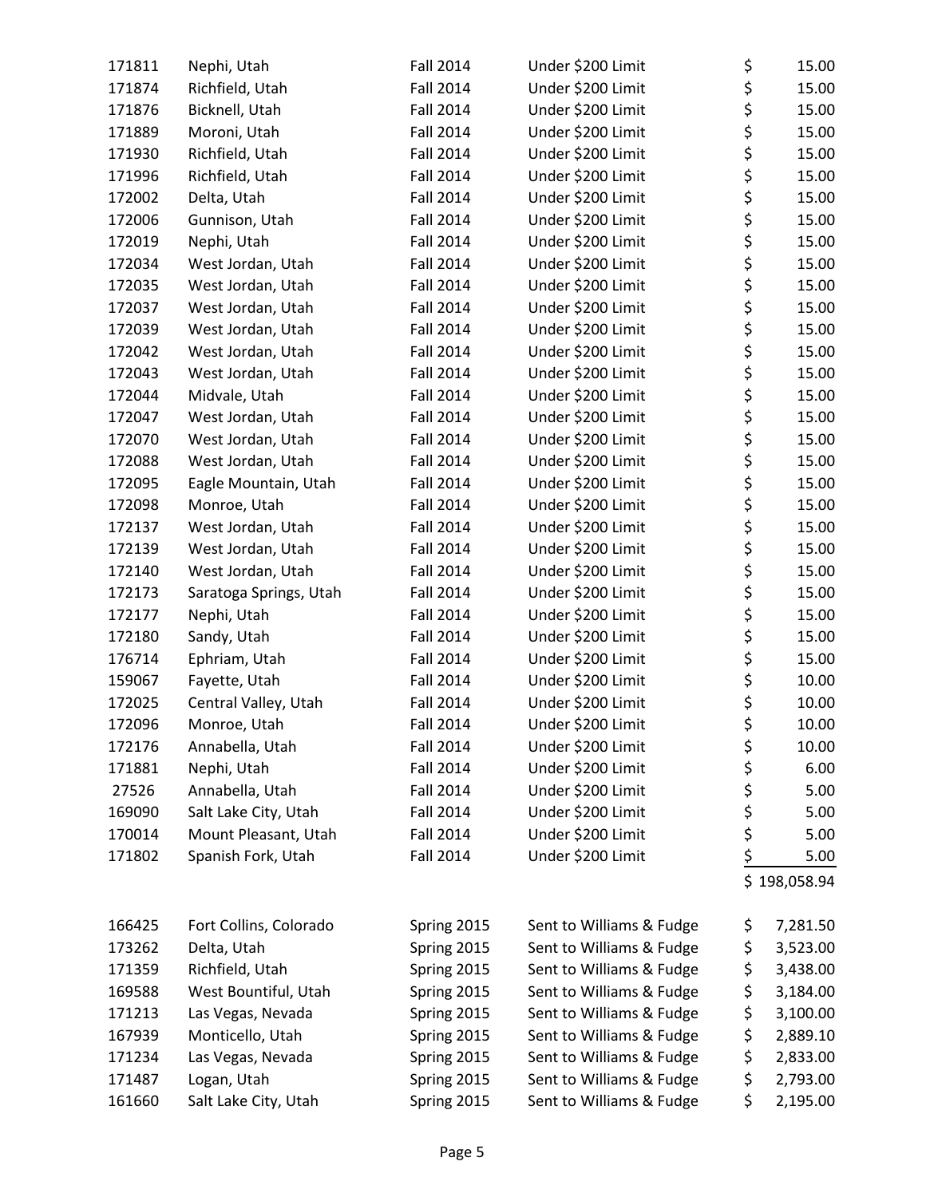| | | | | |
|---|---|---|---|---|
| 171811 | Nephi, Utah | Fall 2014 | Under $200 Limit | $ 15.00 |
| 171874 | Richfield, Utah | Fall 2014 | Under $200 Limit | $ 15.00 |
| 171876 | Bicknell, Utah | Fall 2014 | Under $200 Limit | $ 15.00 |
| 171889 | Moroni, Utah | Fall 2014 | Under $200 Limit | $ 15.00 |
| 171930 | Richfield, Utah | Fall 2014 | Under $200 Limit | $ 15.00 |
| 171996 | Richfield, Utah | Fall 2014 | Under $200 Limit | $ 15.00 |
| 172002 | Delta, Utah | Fall 2014 | Under $200 Limit | $ 15.00 |
| 172006 | Gunnison, Utah | Fall 2014 | Under $200 Limit | $ 15.00 |
| 172019 | Nephi, Utah | Fall 2014 | Under $200 Limit | $ 15.00 |
| 172034 | West Jordan, Utah | Fall 2014 | Under $200 Limit | $ 15.00 |
| 172035 | West Jordan, Utah | Fall 2014 | Under $200 Limit | $ 15.00 |
| 172037 | West Jordan, Utah | Fall 2014 | Under $200 Limit | $ 15.00 |
| 172039 | West Jordan, Utah | Fall 2014 | Under $200 Limit | $ 15.00 |
| 172042 | West Jordan, Utah | Fall 2014 | Under $200 Limit | $ 15.00 |
| 172043 | West Jordan, Utah | Fall 2014 | Under $200 Limit | $ 15.00 |
| 172044 | Midvale, Utah | Fall 2014 | Under $200 Limit | $ 15.00 |
| 172047 | West Jordan, Utah | Fall 2014 | Under $200 Limit | $ 15.00 |
| 172070 | West Jordan, Utah | Fall 2014 | Under $200 Limit | $ 15.00 |
| 172088 | West Jordan, Utah | Fall 2014 | Under $200 Limit | $ 15.00 |
| 172095 | Eagle Mountain, Utah | Fall 2014 | Under $200 Limit | $ 15.00 |
| 172098 | Monroe, Utah | Fall 2014 | Under $200 Limit | $ 15.00 |
| 172137 | West Jordan, Utah | Fall 2014 | Under $200 Limit | $ 15.00 |
| 172139 | West Jordan, Utah | Fall 2014 | Under $200 Limit | $ 15.00 |
| 172140 | West Jordan, Utah | Fall 2014 | Under $200 Limit | $ 15.00 |
| 172173 | Saratoga Springs, Utah | Fall 2014 | Under $200 Limit | $ 15.00 |
| 172177 | Nephi, Utah | Fall 2014 | Under $200 Limit | $ 15.00 |
| 172180 | Sandy, Utah | Fall 2014 | Under $200 Limit | $ 15.00 |
| 176714 | Ephriam, Utah | Fall 2014 | Under $200 Limit | $ 15.00 |
| 159067 | Fayette, Utah | Fall 2014 | Under $200 Limit | $ 10.00 |
| 172025 | Central Valley, Utah | Fall 2014 | Under $200 Limit | $ 10.00 |
| 172096 | Monroe, Utah | Fall 2014 | Under $200 Limit | $ 10.00 |
| 172176 | Annabella, Utah | Fall 2014 | Under $200 Limit | $ 10.00 |
| 171881 | Nephi, Utah | Fall 2014 | Under $200 Limit | $ 6.00 |
| 27526 | Annabella, Utah | Fall 2014 | Under $200 Limit | $ 5.00 |
| 169090 | Salt Lake City, Utah | Fall 2014 | Under $200 Limit | $ 5.00 |
| 170014 | Mount Pleasant, Utah | Fall 2014 | Under $200 Limit | $ 5.00 |
| 171802 | Spanish Fork, Utah | Fall 2014 | Under $200 Limit | $ 5.00 |
| | | | | $ 198,058.94 |
| | | | | |
| 166425 | Fort Collins, Colorado | Spring 2015 | Sent to Williams & Fudge | $ 7,281.50 |
| 173262 | Delta, Utah | Spring 2015 | Sent to Williams & Fudge | $ 3,523.00 |
| 171359 | Richfield, Utah | Spring 2015 | Sent to Williams & Fudge | $ 3,438.00 |
| 169588 | West Bountiful, Utah | Spring 2015 | Sent to Williams & Fudge | $ 3,184.00 |
| 171213 | Las Vegas, Nevada | Spring 2015 | Sent to Williams & Fudge | $ 3,100.00 |
| 167939 | Monticello, Utah | Spring 2015 | Sent to Williams & Fudge | $ 2,889.10 |
| 171234 | Las Vegas, Nevada | Spring 2015 | Sent to Williams & Fudge | $ 2,833.00 |
| 171487 | Logan, Utah | Spring 2015 | Sent to Williams & Fudge | $ 2,793.00 |
| 161660 | Salt Lake City, Utah | Spring 2015 | Sent to Williams & Fudge | $ 2,195.00 |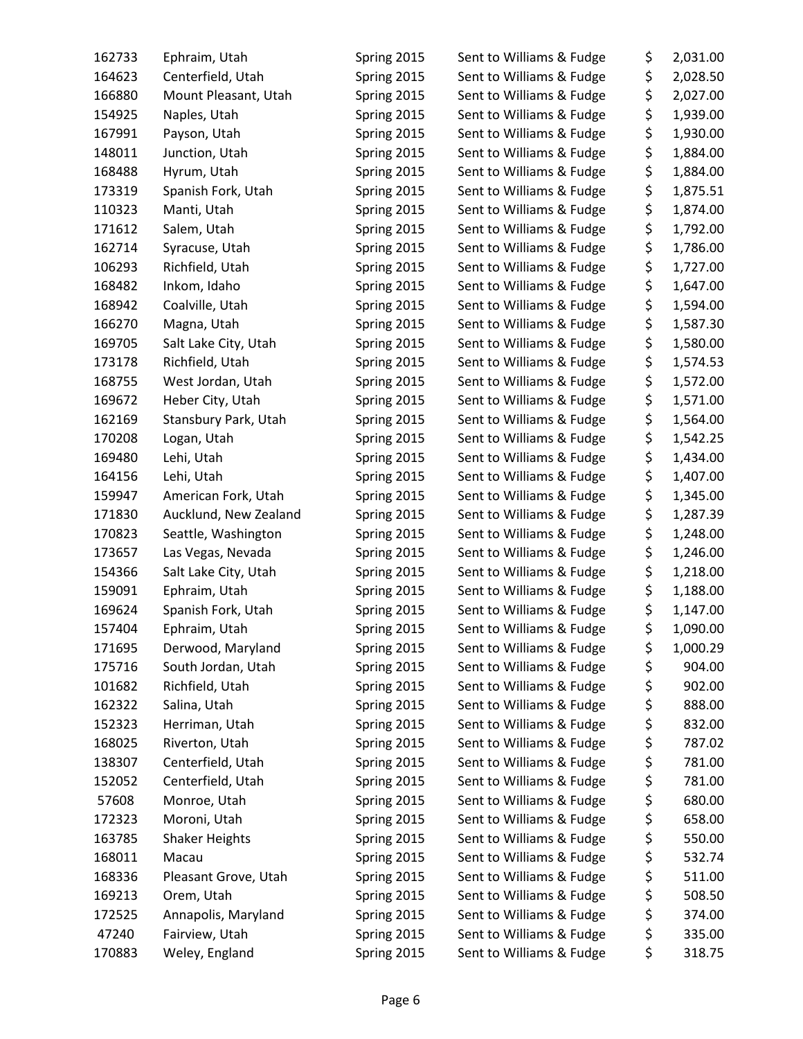| | | | | |
|---|---|---|---|---|
| 162733 | Ephraim, Utah | Spring 2015 | Sent to Williams & Fudge | $ 2,031.00 |
| 164623 | Centerfield, Utah | Spring 2015 | Sent to Williams & Fudge | $ 2,028.50 |
| 166880 | Mount Pleasant, Utah | Spring 2015 | Sent to Williams & Fudge | $ 2,027.00 |
| 154925 | Naples, Utah | Spring 2015 | Sent to Williams & Fudge | $ 1,939.00 |
| 167991 | Payson, Utah | Spring 2015 | Sent to Williams & Fudge | $ 1,930.00 |
| 148011 | Junction, Utah | Spring 2015 | Sent to Williams & Fudge | $ 1,884.00 |
| 168488 | Hyrum, Utah | Spring 2015 | Sent to Williams & Fudge | $ 1,884.00 |
| 173319 | Spanish Fork, Utah | Spring 2015 | Sent to Williams & Fudge | $ 1,875.51 |
| 110323 | Manti, Utah | Spring 2015 | Sent to Williams & Fudge | $ 1,874.00 |
| 171612 | Salem, Utah | Spring 2015 | Sent to Williams & Fudge | $ 1,792.00 |
| 162714 | Syracuse, Utah | Spring 2015 | Sent to Williams & Fudge | $ 1,786.00 |
| 106293 | Richfield, Utah | Spring 2015 | Sent to Williams & Fudge | $ 1,727.00 |
| 168482 | Inkom, Idaho | Spring 2015 | Sent to Williams & Fudge | $ 1,647.00 |
| 168942 | Coalville, Utah | Spring 2015 | Sent to Williams & Fudge | $ 1,594.00 |
| 166270 | Magna, Utah | Spring 2015 | Sent to Williams & Fudge | $ 1,587.30 |
| 169705 | Salt Lake City, Utah | Spring 2015 | Sent to Williams & Fudge | $ 1,580.00 |
| 173178 | Richfield, Utah | Spring 2015 | Sent to Williams & Fudge | $ 1,574.53 |
| 168755 | West Jordan, Utah | Spring 2015 | Sent to Williams & Fudge | $ 1,572.00 |
| 169672 | Heber City, Utah | Spring 2015 | Sent to Williams & Fudge | $ 1,571.00 |
| 162169 | Stansbury Park, Utah | Spring 2015 | Sent to Williams & Fudge | $ 1,564.00 |
| 170208 | Logan, Utah | Spring 2015 | Sent to Williams & Fudge | $ 1,542.25 |
| 169480 | Lehi, Utah | Spring 2015 | Sent to Williams & Fudge | $ 1,434.00 |
| 164156 | Lehi, Utah | Spring 2015 | Sent to Williams & Fudge | $ 1,407.00 |
| 159947 | American Fork, Utah | Spring 2015 | Sent to Williams & Fudge | $ 1,345.00 |
| 171830 | Aucklund, New Zealand | Spring 2015 | Sent to Williams & Fudge | $ 1,287.39 |
| 170823 | Seattle, Washington | Spring 2015 | Sent to Williams & Fudge | $ 1,248.00 |
| 173657 | Las Vegas, Nevada | Spring 2015 | Sent to Williams & Fudge | $ 1,246.00 |
| 154366 | Salt Lake City, Utah | Spring 2015 | Sent to Williams & Fudge | $ 1,218.00 |
| 159091 | Ephraim, Utah | Spring 2015 | Sent to Williams & Fudge | $ 1,188.00 |
| 169624 | Spanish Fork, Utah | Spring 2015 | Sent to Williams & Fudge | $ 1,147.00 |
| 157404 | Ephraim, Utah | Spring 2015 | Sent to Williams & Fudge | $ 1,090.00 |
| 171695 | Derwood, Maryland | Spring 2015 | Sent to Williams & Fudge | $ 1,000.29 |
| 175716 | South Jordan, Utah | Spring 2015 | Sent to Williams & Fudge | $ 904.00 |
| 101682 | Richfield, Utah | Spring 2015 | Sent to Williams & Fudge | $ 902.00 |
| 162322 | Salina, Utah | Spring 2015 | Sent to Williams & Fudge | $ 888.00 |
| 152323 | Herriman, Utah | Spring 2015 | Sent to Williams & Fudge | $ 832.00 |
| 168025 | Riverton, Utah | Spring 2015 | Sent to Williams & Fudge | $ 787.02 |
| 138307 | Centerfield, Utah | Spring 2015 | Sent to Williams & Fudge | $ 781.00 |
| 152052 | Centerfield, Utah | Spring 2015 | Sent to Williams & Fudge | $ 781.00 |
| 57608 | Monroe, Utah | Spring 2015 | Sent to Williams & Fudge | $ 680.00 |
| 172323 | Moroni, Utah | Spring 2015 | Sent to Williams & Fudge | $ 658.00 |
| 163785 | Shaker Heights | Spring 2015 | Sent to Williams & Fudge | $ 550.00 |
| 168011 | Macau | Spring 2015 | Sent to Williams & Fudge | $ 532.74 |
| 168336 | Pleasant Grove, Utah | Spring 2015 | Sent to Williams & Fudge | $ 511.00 |
| 169213 | Orem, Utah | Spring 2015 | Sent to Williams & Fudge | $ 508.50 |
| 172525 | Annapolis, Maryland | Spring 2015 | Sent to Williams & Fudge | $ 374.00 |
| 47240 | Fairview, Utah | Spring 2015 | Sent to Williams & Fudge | $ 335.00 |
| 170883 | Weley, England | Spring 2015 | Sent to Williams & Fudge | $ 318.75 |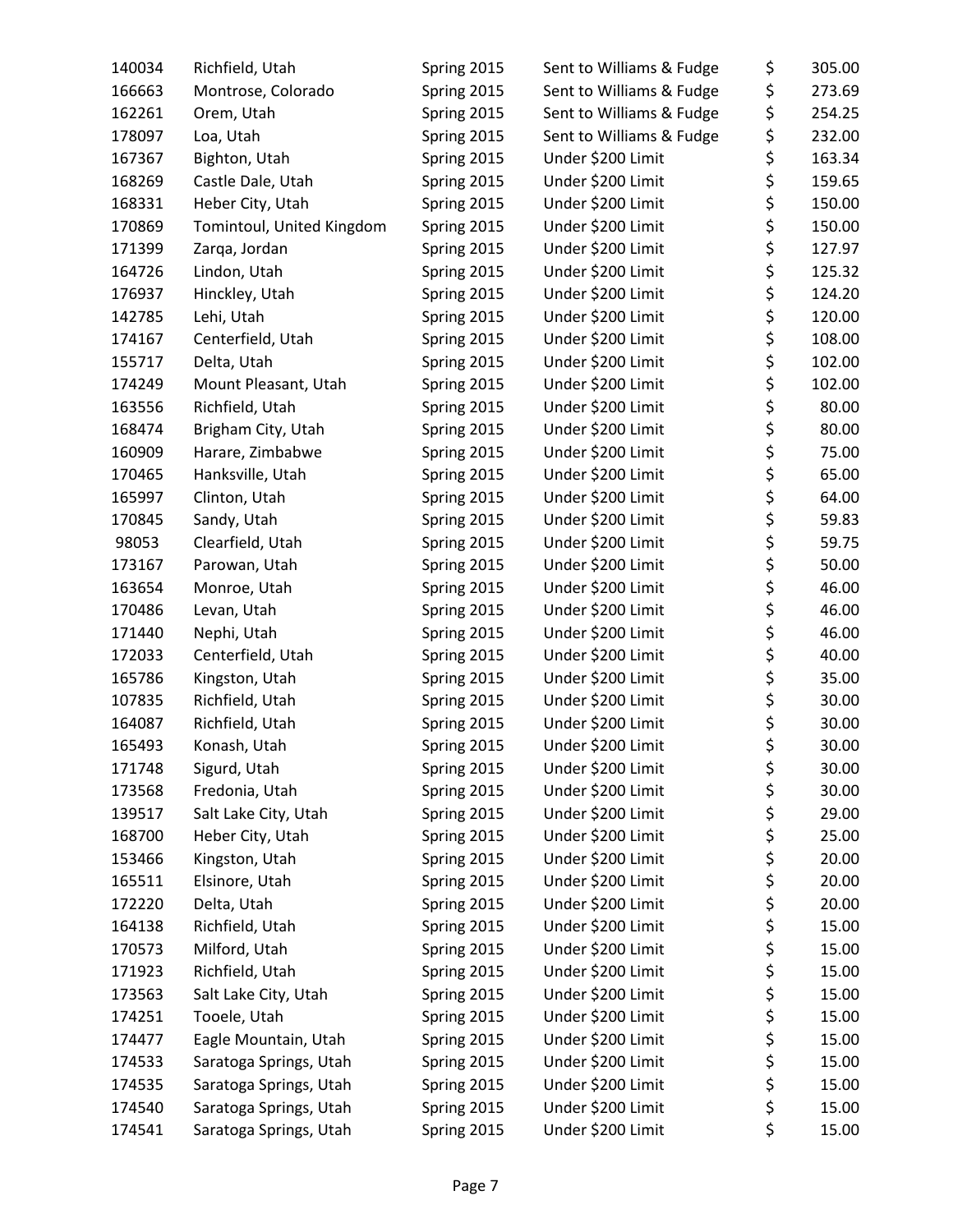| | | | | | |
|---|---|---|---|---|---|
| 140034 | Richfield, Utah | Spring 2015 | Sent to Williams & Fudge | $ | 305.00 |
| 166663 | Montrose, Colorado | Spring 2015 | Sent to Williams & Fudge | $ | 273.69 |
| 162261 | Orem, Utah | Spring 2015 | Sent to Williams & Fudge | $ | 254.25 |
| 178097 | Loa, Utah | Spring 2015 | Sent to Williams & Fudge | $ | 232.00 |
| 167367 | Bighton, Utah | Spring 2015 | Under $200 Limit | $ | 163.34 |
| 168269 | Castle Dale, Utah | Spring 2015 | Under $200 Limit | $ | 159.65 |
| 168331 | Heber City, Utah | Spring 2015 | Under $200 Limit | $ | 150.00 |
| 170869 | Tomintoul, United Kingdom | Spring 2015 | Under $200 Limit | $ | 150.00 |
| 171399 | Zarqa, Jordan | Spring 2015 | Under $200 Limit | $ | 127.97 |
| 164726 | Lindon, Utah | Spring 2015 | Under $200 Limit | $ | 125.32 |
| 176937 | Hinckley, Utah | Spring 2015 | Under $200 Limit | $ | 124.20 |
| 142785 | Lehi, Utah | Spring 2015 | Under $200 Limit | $ | 120.00 |
| 174167 | Centerfield, Utah | Spring 2015 | Under $200 Limit | $ | 108.00 |
| 155717 | Delta, Utah | Spring 2015 | Under $200 Limit | $ | 102.00 |
| 174249 | Mount Pleasant, Utah | Spring 2015 | Under $200 Limit | $ | 102.00 |
| 163556 | Richfield, Utah | Spring 2015 | Under $200 Limit | $ | 80.00 |
| 168474 | Brigham City, Utah | Spring 2015 | Under $200 Limit | $ | 80.00 |
| 160909 | Harare, Zimbabwe | Spring 2015 | Under $200 Limit | $ | 75.00 |
| 170465 | Hanksville, Utah | Spring 2015 | Under $200 Limit | $ | 65.00 |
| 165997 | Clinton, Utah | Spring 2015 | Under $200 Limit | $ | 64.00 |
| 170845 | Sandy, Utah | Spring 2015 | Under $200 Limit | $ | 59.83 |
| 98053 | Clearfield, Utah | Spring 2015 | Under $200 Limit | $ | 59.75 |
| 173167 | Parowan, Utah | Spring 2015 | Under $200 Limit | $ | 50.00 |
| 163654 | Monroe, Utah | Spring 2015 | Under $200 Limit | $ | 46.00 |
| 170486 | Levan, Utah | Spring 2015 | Under $200 Limit | $ | 46.00 |
| 171440 | Nephi, Utah | Spring 2015 | Under $200 Limit | $ | 46.00 |
| 172033 | Centerfield, Utah | Spring 2015 | Under $200 Limit | $ | 40.00 |
| 165786 | Kingston, Utah | Spring 2015 | Under $200 Limit | $ | 35.00 |
| 107835 | Richfield, Utah | Spring 2015 | Under $200 Limit | $ | 30.00 |
| 164087 | Richfield, Utah | Spring 2015 | Under $200 Limit | $ | 30.00 |
| 165493 | Konash, Utah | Spring 2015 | Under $200 Limit | $ | 30.00 |
| 171748 | Sigurd, Utah | Spring 2015 | Under $200 Limit | $ | 30.00 |
| 173568 | Fredonia, Utah | Spring 2015 | Under $200 Limit | $ | 30.00 |
| 139517 | Salt Lake City, Utah | Spring 2015 | Under $200 Limit | $ | 29.00 |
| 168700 | Heber City, Utah | Spring 2015 | Under $200 Limit | $ | 25.00 |
| 153466 | Kingston, Utah | Spring 2015 | Under $200 Limit | $ | 20.00 |
| 165511 | Elsinore, Utah | Spring 2015 | Under $200 Limit | $ | 20.00 |
| 172220 | Delta, Utah | Spring 2015 | Under $200 Limit | $ | 20.00 |
| 164138 | Richfield, Utah | Spring 2015 | Under $200 Limit | $ | 15.00 |
| 170573 | Milford, Utah | Spring 2015 | Under $200 Limit | $ | 15.00 |
| 171923 | Richfield, Utah | Spring 2015 | Under $200 Limit | $ | 15.00 |
| 173563 | Salt Lake City, Utah | Spring 2015 | Under $200 Limit | $ | 15.00 |
| 174251 | Tooele, Utah | Spring 2015 | Under $200 Limit | $ | 15.00 |
| 174477 | Eagle Mountain, Utah | Spring 2015 | Under $200 Limit | $ | 15.00 |
| 174533 | Saratoga Springs, Utah | Spring 2015 | Under $200 Limit | $ | 15.00 |
| 174535 | Saratoga Springs, Utah | Spring 2015 | Under $200 Limit | $ | 15.00 |
| 174540 | Saratoga Springs, Utah | Spring 2015 | Under $200 Limit | $ | 15.00 |
| 174541 | Saratoga Springs, Utah | Spring 2015 | Under $200 Limit | $ | 15.00 |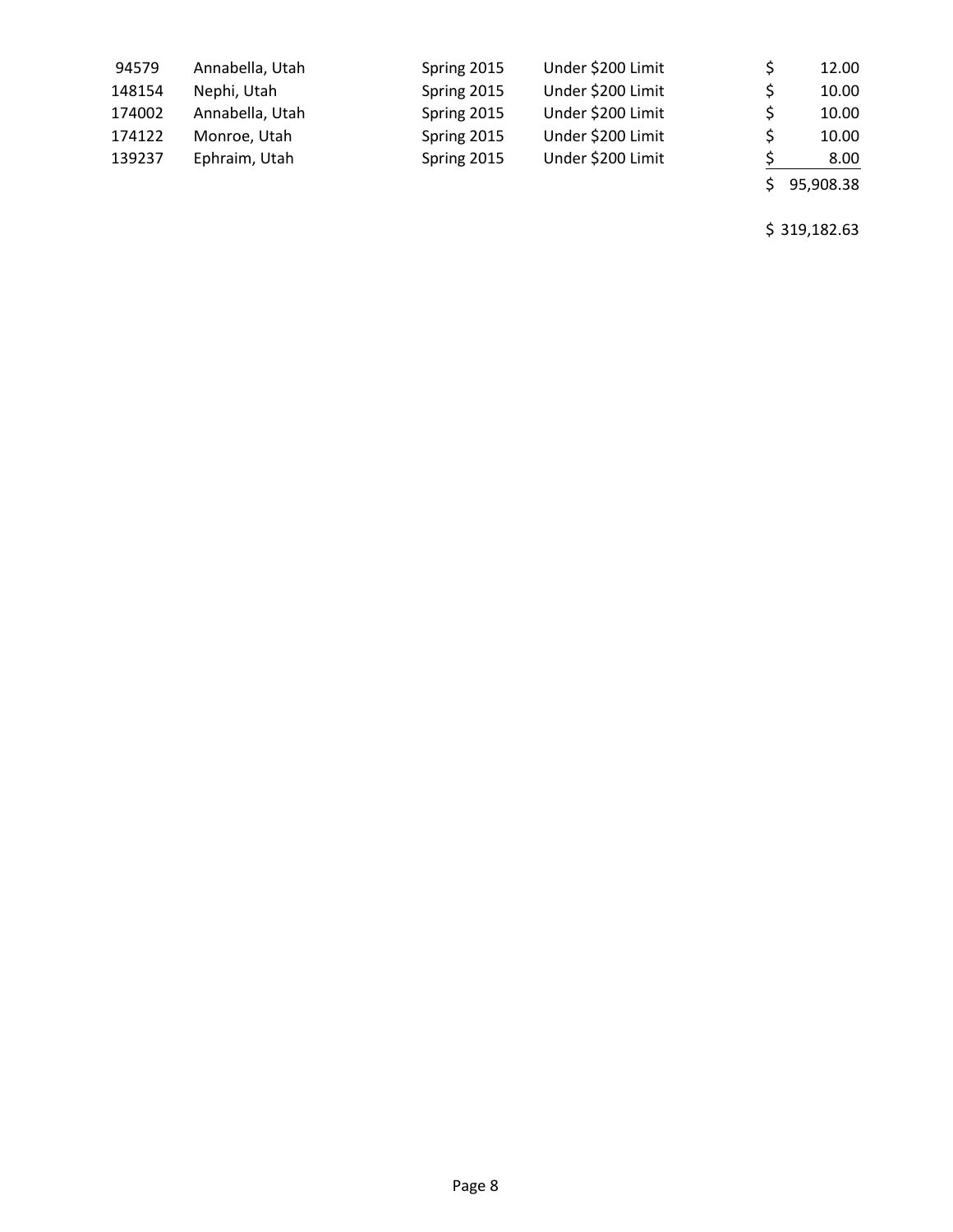| | | | | |
|---|---|---|---|---|
| 94579 | Annabella, Utah | Spring 2015 | Under $200 Limit | $ 12.00 |
| 148154 | Nephi, Utah | Spring 2015 | Under $200 Limit | $ 10.00 |
| 174002 | Annabella, Utah | Spring 2015 | Under $200 Limit | $ 10.00 |
| 174122 | Monroe, Utah | Spring 2015 | Under $200 Limit | $ 10.00 |
| 139237 | Ephraim, Utah | Spring 2015 | Under $200 Limit | $ 8.00 |
| | | | | $ 95,908.38 |
| | | | | |
| | | | | $ 319,182.63 |